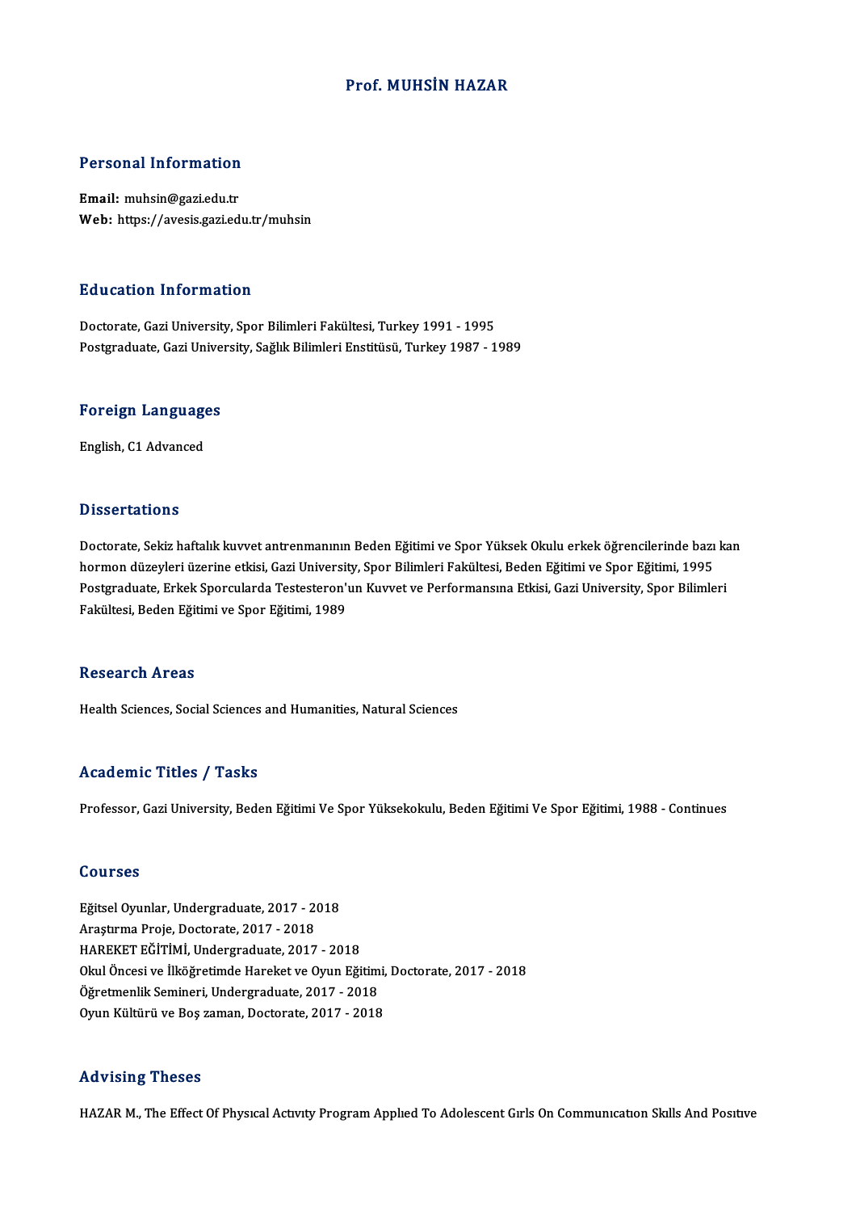# Prof. MUHSİN HAZAR

## Personal Information

**Email:** muhsin@gazi.edu.tr
**Web:** https://avesis.gazi.edu.tr/muhsin

## Education Information

Doctorate, Gazi University, Spor Bilimleri Fakültesi, Turkey 1991 - 1995
Postgraduate, Gazi University, Sağlık Bilimleri Enstitüsü, Turkey 1987 - 1989

## Foreign Languages

English, C1 Advanced

## Dissertations

Doctorate, Sekiz haftalık kuvvet antrenmanının Beden Eğitimi ve Spor Yüksek Okulu erkek öğrencilerinde bazı kan hormon düzeyleri üzerine etkisi, Gazi University, Spor Bilimleri Fakültesi, Beden Eğitimi ve Spor Eğitimi, 1995
Postgraduate, Erkek Sporcularda Testesteron'un Kuvvet ve Performansına Etkisi, Gazi University, Spor Bilimleri Fakültesi, Beden Eğitimi ve Spor Eğitimi, 1989

## Research Areas

Health Sciences, Social Sciences and Humanities, Natural Sciences

## Academic Titles / Tasks

Professor, Gazi University, Beden Eğitimi Ve Spor Yüksekokulu, Beden Eğitimi Ve Spor Eğitimi, 1988 - Continues

## Courses

Eğitsel Oyunlar, Undergraduate, 2017 - 2018
Araştırma Proje, Doctorate, 2017 - 2018
HAREKET EĞİTİMİ, Undergraduate, 2017 - 2018
Okul Öncesi ve İlköğretimde Hareket ve Oyun Eğitimi, Doctorate, 2017 - 2018
Öğretmenlik Semineri, Undergraduate, 2017 - 2018
Oyun Kültürü ve Boş zaman, Doctorate, 2017 - 2018

## Advising Theses

HAZAR M., The Effect Of Physıcal Actıvıty Program Applıed To Adolescent Gırls On Communıcatıon Skılls And Posıtıve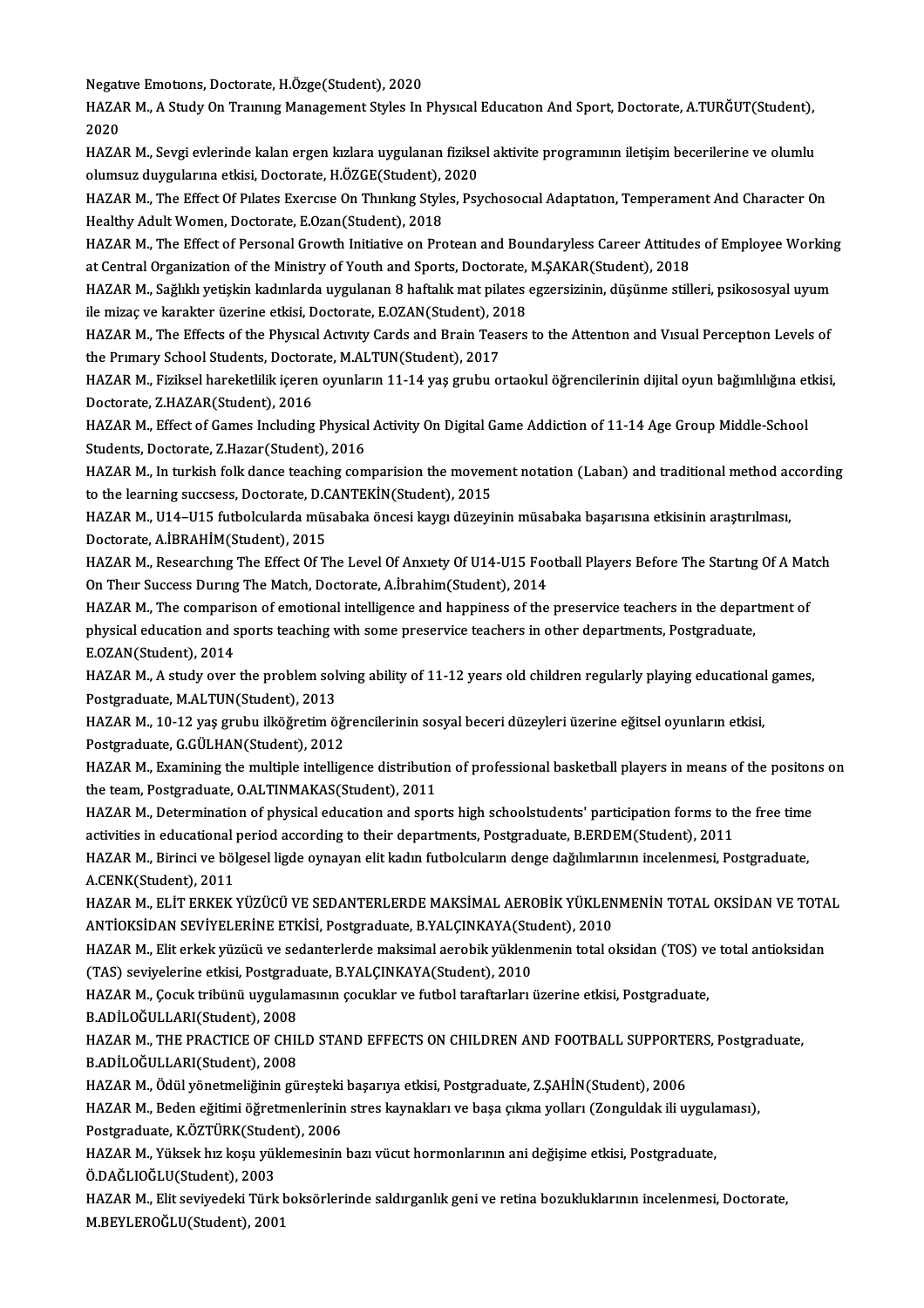Negative Emotions, Doctorate, H.Özge(Student), 2020

HAZAR M., A Study On Training Management Styles In Physical Education And Sport, Doctorate, A.TURĞUT(Student), 2020

HAZAR M., Sevgi evlerinde kalan ergen kızlara uygulanan fiziksel aktivite programının iletişim becerilerine ve olumlu olumsuz duygularına etkisi, Doctorate, H.ÖZGE(Student), 2020

HAZAR M., The Effect Of Pilates Exercise On Thinking Styles, Psychosocial Adaptation, Temperament And Character On Healthy Adult Women, Doctorate, E.Ozan(Student), 2018

HAZAR M., The Effect of Personal Growth Initiative on Protean and Boundaryless Career Attitudes of Employee Working at Central Organization of the Ministry of Youth and Sports, Doctorate, M.ŞAKAR(Student), 2018

HAZAR M., Sağlıklı yetişkin kadınlarda uygulanan 8 haftalık mat pilates egzersizinin, düşünme stilleri, psikososyal uyum ile mizaç ve karakter üzerine etkisi, Doctorate, E.OZAN(Student), 2018

HAZAR M., The Effects of the Physical Activity Cards and Brain Teasers to the Attention and Visual Perception Levels of the Primary School Students, Doctorate, M.ALTUN(Student), 2017

HAZAR M., Fiziksel hareketlilik içeren oyunların 11-14 yaş grubu ortaokul öğrencilerinin dijital oyun bağımlılığına etkisi, Doctorate, Z.HAZAR(Student), 2016

HAZAR M., Effect of Games Including Physical Activity On Digital Game Addiction of 11-14 Age Group Middle-School Students, Doctorate, Z.Hazar(Student), 2016

HAZAR M., In turkish folk dance teaching comparision the movement notation (Laban) and traditional method according to the learning succsess, Doctorate, D.CANTEKİN(Student), 2015

HAZAR M., U14–U15 futbolcularda müsabaka öncesi kaygı düzeyinin müsabaka başarısına etkisinin araştırılması, Doctorate, A.İBRAHİM(Student), 2015

HAZAR M., Researching The Effect Of The Level Of Anxiety Of U14-U15 Football Players Before The Starting Of A Match On Their Success During The Match, Doctorate, A.İbrahim(Student), 2014

HAZAR M., The comparison of emotional intelligence and happiness of the preservice teachers in the department of physical education and sports teaching with some preservice teachers in other departments, Postgraduate, E.OZAN(Student), 2014

HAZAR M., A study over the problem solving ability of 11-12 years old children regularly playing educational games, Postgraduate, M.ALTUN(Student), 2013

HAZAR M., 10-12 yaş grubu ilköğretim öğrencilerinin sosyal beceri düzeyleri üzerine eğitsel oyunların etkisi, Postgraduate, G.GÜLHAN(Student), 2012

HAZAR M., Examining the multiple intelligence distribution of professional basketball players in means of the positons on the team, Postgraduate, O.ALTINMAKAS(Student), 2011

HAZAR M., Determination of physical education and sports high schoolstudents' participation forms to the free time activities in educational period according to their departments, Postgraduate, B.ERDEM(Student), 2011

HAZAR M., Birinci ve bölgesel ligde oynayan elit kadın futbolcuların denge dağılımlarının incelenmesi, Postgraduate, A.CENK(Student), 2011

HAZAR M., ELİT ERKEK YÜZÜCÜ VE SEDANTERLERDE MAKSİMAL AEROBİK YÜKLENMENİN TOTAL OKSİDAN VE TOTAL ANTİOKSİDAN SEVİYELERİNE ETKİSİ, Postgraduate, B.YALÇINKAYA(Student), 2010

HAZAR M., Elit erkek yüzücü ve sedanterlerde maksimal aerobik yüklenmenin total oksidan (TOS) ve total antioksidan (TAS) seviyelerine etkisi, Postgraduate, B.YALÇINKAYA(Student), 2010

HAZAR M., Çocuk tribünü uygulamasının çocuklar ve futbol taraftarları üzerine etkisi, Postgraduate, B.ADİLOĞULLARI(Student), 2008

HAZAR M., THE PRACTICE OF CHILD STAND EFFECTS ON CHILDREN AND FOOTBALL SUPPORTERS, Postgraduate, B.ADİLOĞULLARI(Student), 2008

HAZAR M., Ödül yönetmeliğinin güreşteki başarıya etkisi, Postgraduate, Z.ŞAHİN(Student), 2006

HAZAR M., Beden eğitimi öğretmenlerinin stres kaynakları ve başa çıkma yolları (Zonguldak ili uygulaması), Postgraduate, K.ÖZTÜRK(Student), 2006

HAZAR M., Yüksek hız koşu yüklemesinin bazı vücut hormonlarının ani değişime etkisi, Postgraduate, Ö.DAĞLIOĞLU(Student), 2003

HAZAR M., Elit seviyedeki Türk boksörlerinde saldırganlık geni ve retina bozukluklarının incelenmesi, Doctorate, M.BEYLEROĞLU(Student), 2001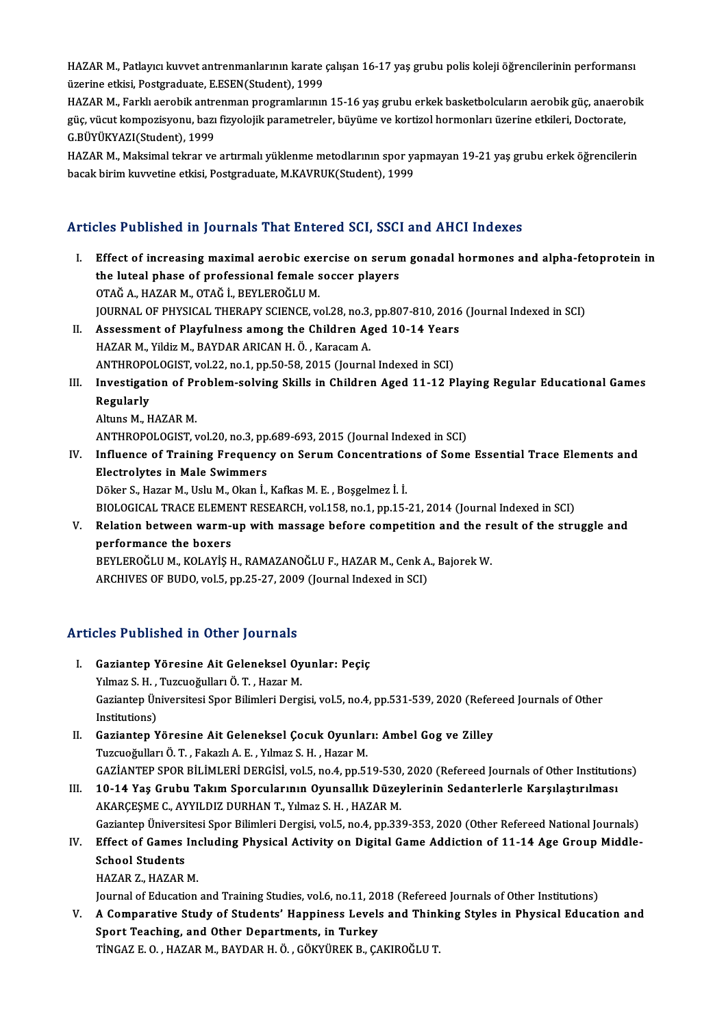HAZAR M., Patlayıcı kuvvet antrenmanlarının karate çalışan 16-17 yaş grubu polis koleji öğrencilerinin performansı üzerine etkisi, Postgraduate, E.ESEN(Student), 1999

HAZAR M., Farklı aerobik antrenman programlarının 15-16 yaş grubu erkek basketbolcuların aerobik güç, anaerobik güç, vücut kompozisyonu, bazı fizyolojik parametreler, büyüme ve kortizol hormonları üzerine etkileri, Doctorate, G.BÜYÜKYAZI(Student), 1999

HAZAR M., Maksimal tekrar ve artırmalı yüklenme metodlarının spor yapmayan 19-21 yaş grubu erkek öğrencilerin bacak birim kuvvetine etkisi, Postgraduate, M.KAVRUK(Student), 1999

## Articles Published in Journals That Entered SCI, SSCI and AHCI Indexes

I. **Effect of increasing maximal aerobic exercise on serum gonadal hormones and alpha-fetoprotein in the luteal phase of professional female soccer players**
OTAĞ A., HAZAR M., OTAĞ İ., BEYLEROĞLU M.
JOURNAL OF PHYSICAL THERAPY SCIENCE, vol.28, no.3, pp.807-810, 2016 (Journal Indexed in SCI)

II. **Assessment of Playfulness among the Children Aged 10-14 Years**
HAZAR M., Yildiz M., BAYDAR ARICAN H. Ö. , Karacam A.
ANTHROPOLOGIST, vol.22, no.1, pp.50-58, 2015 (Journal Indexed in SCI)

III. **Investigation of Problem-solving Skills in Children Aged 11-12 Playing Regular Educational Games Regularly**
Altuns M., HAZAR M.
ANTHROPOLOGIST, vol.20, no.3, pp.689-693, 2015 (Journal Indexed in SCI)

IV. **Influence of Training Frequency on Serum Concentrations of Some Essential Trace Elements and Electrolytes in Male Swimmers**
Döker S., Hazar M., Uslu M., Okan İ., Kafkas M. E. , Boşgelmez İ. İ.
BIOLOGICAL TRACE ELEMENT RESEARCH, vol.158, no.1, pp.15-21, 2014 (Journal Indexed in SCI)

V. **Relation between warm-up with massage before competition and the result of the struggle and performance the boxers**
BEYLEROĞLU M., KOLAYİŞ H., RAMAZANOĞLU F., HAZAR M., Cenk A., Bajorek W.
ARCHIVES OF BUDO, vol.5, pp.25-27, 2009 (Journal Indexed in SCI)

## Articles Published in Other Journals

I. **Gaziantep Yöresine Ait Geleneksel Oyunlar: Peçiç**
Yılmaz S. H. , Tuzcuoğulları Ö. T. , Hazar M.
Gaziantep Üniversitesi Spor Bilimleri Dergisi, vol.5, no.4, pp.531-539, 2020 (Refereed Journals of Other Institutions)

II. **Gaziantep Yöresine Ait Geleneksel Çocuk Oyunları: Ambel Gog ve Zilley**
Tuzcuoğulları Ö. T. , Fakazlı A. E. , Yılmaz S. H. , Hazar M.
GAZİANTEP SPOR BİLİMLERİ DERGİSİ, vol.5, no.4, pp.519-530, 2020 (Refereed Journals of Other Institutions)

III. **10-14 Yaş Grubu Takım Sporcularının Oyunsallık Düzeylerinin Sedanterlerle Karşılaştırılması**
AKARÇEŞME C., AYYILDIZ DURHAN T., Yılmaz S. H. , HAZAR M.
Gaziantep Üniversitesi Spor Bilimleri Dergisi, vol.5, no.4, pp.339-353, 2020 (Other Refereed National Journals)

IV. **Effect of Games Including Physical Activity on Digital Game Addiction of 11-14 Age Group Middle-School Students**
HAZAR Z., HAZAR M.
Journal of Education and Training Studies, vol.6, no.11, 2018 (Refereed Journals of Other Institutions)

V. **A Comparative Study of Students' Happiness Levels and Thinking Styles in Physical Education and Sport Teaching, and Other Departments, in Turkey**
TİNGAZ E. O. , HAZAR M., BAYDAR H. Ö. , GÖKYÜREK B., ÇAKIROĞLU T.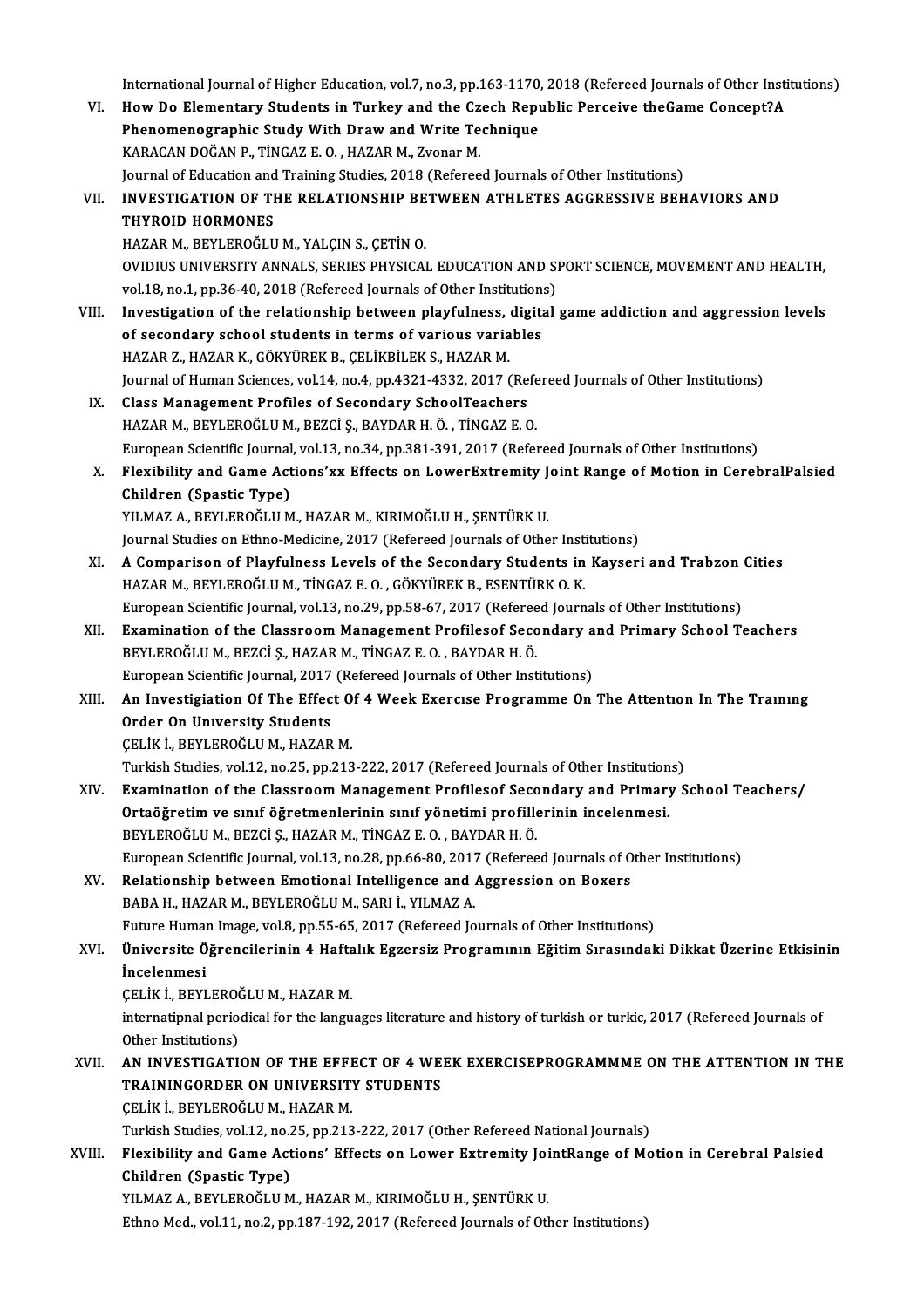International Journal of Higher Education, vol.7, no.3, pp.163-1170, 2018 (Refereed Journals of Other Institutions)

VI. **How Do Elementary Students in Turkey and the Czech Republic Perceive theGame Concept?A Phenomenographic Study With Draw and Write Technique**
KARACAN DOĞAN P., TİNGAZ E. O. , HAZAR M., Zvonar M.
Journal of Education and Training Studies, 2018 (Refereed Journals of Other Institutions)

VII. **INVESTIGATION OF THE RELATIONSHIP BETWEEN ATHLETES AGGRESSIVE BEHAVIORS AND THYROID HORMONES**
HAZAR M., BEYLEROĞLU M., YALÇIN S., ÇETİN O.
OVIDIUS UNIVERSITY ANNALS, SERIES PHYSICAL EDUCATION AND SPORT SCIENCE, MOVEMENT AND HEALTH, vol.18, no.1, pp.36-40, 2018 (Refereed Journals of Other Institutions)

VIII. **Investigation of the relationship between playfulness, digital game addiction and aggression levels of secondary school students in terms of various variables**
HAZAR Z., HAZAR K., GÖKYÜREK B., ÇELİKBİLEK S., HAZAR M.
Journal of Human Sciences, vol.14, no.4, pp.4321-4332, 2017 (Refereed Journals of Other Institutions)

IX. **Class Management Profiles of Secondary SchoolTeachers**
HAZAR M., BEYLEROĞLU M., BEZCİ Ş., BAYDAR H. Ö. , TİNGAZ E. O.
European Scientific Journal, vol.13, no.34, pp.381-391, 2017 (Refereed Journals of Other Institutions)

X. **Flexibility and Game Actions'xx Effects on LowerExtremity Joint Range of Motion in CerebralPalsied Children (Spastic Type)**
YILMAZ A., BEYLEROĞLU M., HAZAR M., KIRIMOĞLU H., ŞENTÜRK U.
Journal Studies on Ethno-Medicine, 2017 (Refereed Journals of Other Institutions)

XI. **A Comparison of Playfulness Levels of the Secondary Students in Kayseri and Trabzon Cities**
HAZAR M., BEYLEROĞLU M., TİNGAZ E. O. , GÖKYÜREK B., ESENTÜRK O. K.
European Scientific Journal, vol.13, no.29, pp.58-67, 2017 (Refereed Journals of Other Institutions)

XII. **Examination of the Classroom Management Profilesof Secondary and Primary School Teachers**
BEYLEROĞLU M., BEZCİ Ş., HAZAR M., TİNGAZ E. O. , BAYDAR H. Ö.
European Scientific Journal, 2017 (Refereed Journals of Other Institutions)

XIII. **An Investigiation Of The Effect Of 4 Week Exercıse Programme On The Attentıon In The Traınıng Order On Unıversity Students**
ÇELİK İ., BEYLEROĞLU M., HAZAR M.
Turkish Studies, vol.12, no.25, pp.213-222, 2017 (Refereed Journals of Other Institutions)

XIV. **Examination of the Classroom Management Profilesof Secondary and Primary School Teachers/ Ortaöğretim ve sınıf öğretmenlerinin sınıf yönetimi profillerinin incelenmesi.**
BEYLEROĞLU M., BEZCİ Ş., HAZAR M., TİNGAZ E. O. , BAYDAR H. Ö.
European Scientific Journal, vol.13, no.28, pp.66-80, 2017 (Refereed Journals of Other Institutions)

XV. **Relationship between Emotional Intelligence and Aggression on Boxers**
BABA H., HAZAR M., BEYLEROĞLU M., SARI İ., YILMAZ A.
Future Human Image, vol.8, pp.55-65, 2017 (Refereed Journals of Other Institutions)

XVI. **Üniversite Öğrencilerinin 4 Haftalık Egzersiz Programının Eğitim Sırasındaki Dikkat Üzerine Etkisinin İncelenmesi**
ÇELİK İ., BEYLEROĞLU M., HAZAR M.
internatipnal periodical for the languages literature and history of turkish or turkic, 2017 (Refereed Journals of Other Institutions)

XVII. **AN INVESTIGATION OF THE EFFECT OF 4 WEEK EXERCISEPROGRAMMME ON THE ATTENTION IN THE TRAININGORDER ON UNIVERSITY STUDENTS**
ÇELİK İ., BEYLEROĞLU M., HAZAR M.
Turkish Studies, vol.12, no.25, pp.213-222, 2017 (Other Refereed National Journals)

XVIII. **Flexibility and Game Actions' Effects on Lower Extremity JointRange of Motion in Cerebral Palsied Children (Spastic Type)**
YILMAZ A., BEYLEROĞLU M., HAZAR M., KIRIMOĞLU H., ŞENTÜRK U.
Ethno Med., vol.11, no.2, pp.187-192, 2017 (Refereed Journals of Other Institutions)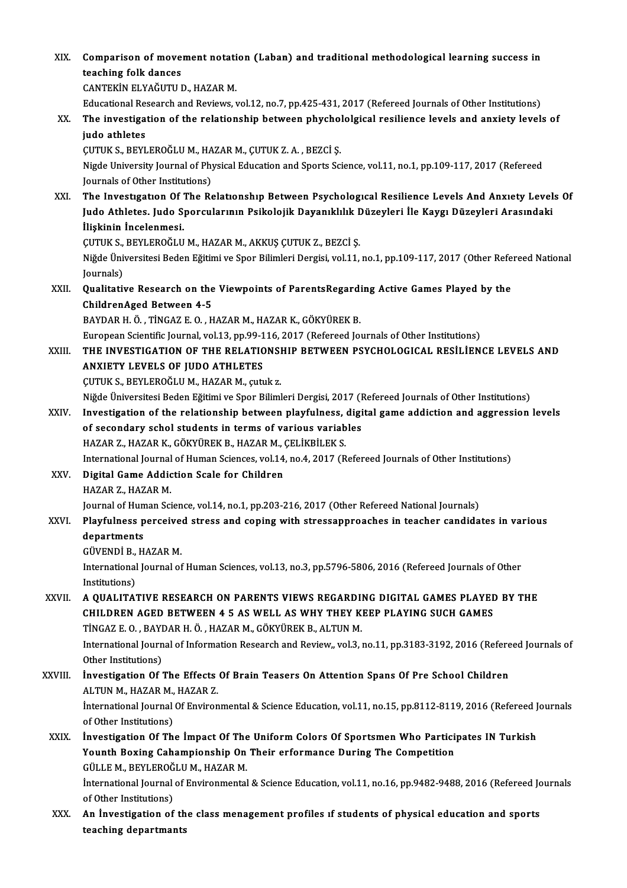XIX. **Comparison of movement notation (Laban) and traditional methodological learning success in teaching folk dances**
CANTEKİN ELYAĞUTU D., HAZAR M.
Educational Research and Reviews, vol.12, no.7, pp.425-431, 2017 (Refereed Journals of Other Institutions)

XX. **The investigation of the relationship between phycholólgical resilience levels and anxiety levels of judo athletes**
ÇUTUK S., BEYLEROĞLU M., HAZAR M., ÇUTUK Z. A. , BEZCİ Ş.
Nigde University Journal of Physical Education and Sports Science, vol.11, no.1, pp.109-117, 2017 (Refereed Journals of Other Institutions)

XXI. **The Investıgatıon Of The Relatıonshıp Between Psychologıcal Resilience Levels And Anxıety Levels Of Judo Athletes. Judo Sporcularının Psikolojik Dayanıklılık Düzeyleri İle Kaygı Düzeyleri Arasındaki İlişkinin İncelenmesi.**
ÇUTUK S., BEYLEROĞLU M., HAZAR M., AKKUŞ ÇUTUK Z., BEZCİ Ş.
Niğde Üniversitesi Beden Eğitimi ve Spor Bilimleri Dergisi, vol.11, no.1, pp.109-117, 2017 (Other Refereed National Journals)

XXII. **Qualitative Research on the Viewpoints of ParentsRegarding Active Games Played by the ChildrenAged Between 4-5**
BAYDAR H. Ö. , TİNGAZ E. O. , HAZAR M., HAZAR K., GÖKYÜREK B.
European Scientific Journal, vol.13, pp.99-116, 2017 (Refereed Journals of Other Institutions)

XXIII. **THE INVESTIGATION OF THE RELATIONSHIP BETWEEN PSYCHOLOGICAL RESİLİENCE LEVELS AND ANXIETY LEVELS OF JUDO ATHLETES**
ÇUTUK S., BEYLEROĞLU M., HAZAR M., çutuk z.
Niğde Üniversitesi Beden Eğitimi ve Spor Bilimleri Dergisi, 2017 (Refereed Journals of Other Institutions)

XXIV. **Investigation of the relationship between playfulness, digital game addiction and aggression levels of secondary schol students in terms of various variables**
HAZAR Z., HAZAR K., GÖKYÜREK B., HAZAR M., ÇELİKBİLEK S.
International Journal of Human Sciences, vol.14, no.4, 2017 (Refereed Journals of Other Institutions)

XXV. **Digital Game Addiction Scale for Children**
HAZAR Z., HAZAR M.
Journal of Human Science, vol.14, no.1, pp.203-216, 2017 (Other Refereed National Journals)

XXVI. **Playfulness perceived stress and coping with stressapproaches in teacher candidates in various departments**
GÜVENDİ B., HAZAR M.
International Journal of Human Sciences, vol.13, no.3, pp.5796-5806, 2016 (Refereed Journals of Other Institutions)

XXVII. **A QUALITATIVE RESEARCH ON PARENTS VIEWS REGARDING DIGITAL GAMES PLAYED BY THE CHILDREN AGED BETWEEN 4 5 AS WELL AS WHY THEY KEEP PLAYING SUCH GAMES**
TİNGAZ E. O. , BAYDAR H. Ö. , HAZAR M., GÖKYÜREK B., ALTUN M.
International Journal of Information Research and Review,, vol.3, no.11, pp.3183-3192, 2016 (Refereed Journals of Other Institutions)

XXVIII. **İnvestigation Of The Effects Of Brain Teasers On Attention Spans Of Pre School Children**
ALTUN M., HAZAR M., HAZAR Z.
İnternational Journal Of Environmental & Science Education, vol.11, no.15, pp.8112-8119, 2016 (Refereed Journals of Other Institutions)

XXIX. **İnvestigation Of The İmpact Of The Uniform Colors Of Sportsmen Who Participates IN Turkish Younth Boxing Cahampionship On Their erformance During The Competition**
GÜLLE M., BEYLEROĞLU M., HAZAR M.
İnternational Journal of Environmental & Science Education, vol.11, no.16, pp.9482-9488, 2016 (Refereed Journals of Other Institutions)

XXX. **An İnvestigation of the class menagement profiles ıf students of physical education and sports teaching departmants**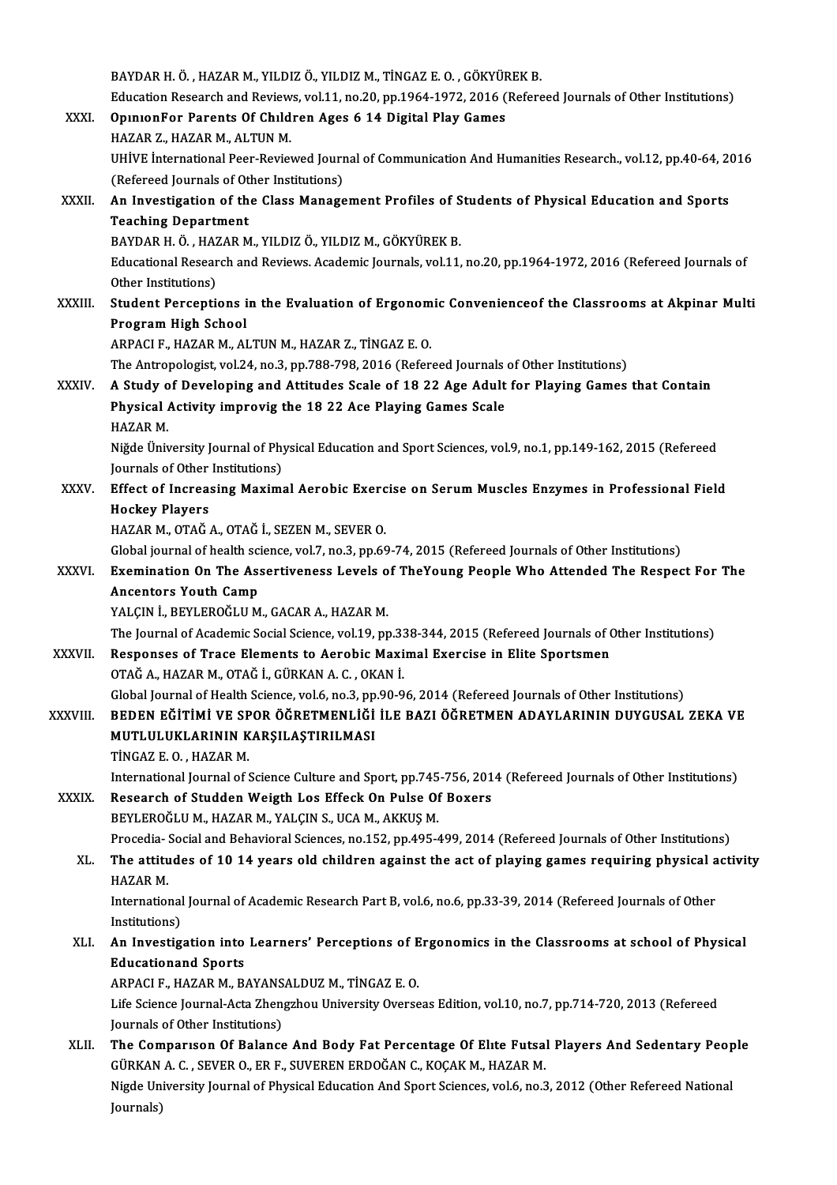BAYDAR H. Ö. , HAZAR M., YILDIZ Ö., YILDIZ M., TİNGAZ E. O. , GÖKYÜREK B.
Education Research and Reviews, vol.11, no.20, pp.1964-1972, 2016 (Refereed Journals of Other Institutions)

XXXI. **OpınıonFor Parents Of Chıldren Ages 6 14 Digital Play Games**
HAZAR Z., HAZAR M., ALTUN M.
UHİVE İnternational Peer-Reviewed Journal of Communication And Humanities Research., vol.12, pp.40-64, 2016 (Refereed Journals of Other Institutions)

XXXII. **An Investigation of the Class Management Profiles of Students of Physical Education and Sports Teaching Department**
BAYDAR H. Ö. , HAZAR M., YILDIZ Ö., YILDIZ M., GÖKYÜREK B.
Educational Research and Reviews. Academic Journals, vol.11, no.20, pp.1964-1972, 2016 (Refereed Journals of Other Institutions)

XXXIII. **Student Perceptions in the Evaluation of Ergonomic Convenienceof the Classrooms at Akpinar Multi Program High School**
ARPACI F., HAZAR M., ALTUN M., HAZAR Z., TİNGAZ E. O.
The Antropologist, vol.24, no.3, pp.788-798, 2016 (Refereed Journals of Other Institutions)

XXXIV. **A Study of Developing and Attitudes Scale of 18 22 Age Adult for Playing Games that Contain Physical Activity improvig the 18 22 Ace Playing Games Scale**
HAZAR M.
Niğde Üniversity Journal of Physical Education and Sport Sciences, vol.9, no.1, pp.149-162, 2015 (Refereed Journals of Other Institutions)

XXXV. **Effect of Increasing Maximal Aerobic Exercise on Serum Muscles Enzymes in Professional Field Hockey Players**
HAZAR M., OTAĞ A., OTAĞ İ., SEZEN M., SEVER O.
Global journal of health science, vol.7, no.3, pp.69-74, 2015 (Refereed Journals of Other Institutions)

XXXVI. **Exemination On The Assertiveness Levels of TheYoung People Who Attended The Respect For The Ancentors Youth Camp**
YALÇIN İ., BEYLEROĞLU M., GACAR A., HAZAR M.
The Journal of Academic Social Science, vol.19, pp.338-344, 2015 (Refereed Journals of Other Institutions)

XXXVII. **Responses of Trace Elements to Aerobic Maximal Exercise in Elite Sportsmen**
OTAĞ A., HAZAR M., OTAĞ İ., GÜRKAN A. C. , OKAN İ.
Global Journal of Health Science, vol.6, no.3, pp.90-96, 2014 (Refereed Journals of Other Institutions)

XXXVIII. **BEDEN EĞİTİMİ VE SPOR ÖĞRETMENLİĞİ İLE BAZI ÖĞRETMEN ADAYLARININ DUYGUSAL ZEKA VE MUTLULUKLARININ KARŞILAŞTIRILMASI**
TİNGAZ E. O. , HAZAR M.
International Journal of Science Culture and Sport, pp.745-756, 2014 (Refereed Journals of Other Institutions)

XXXIX. **Research of Studden Weigth Los Effeck On Pulse Of Boxers**
BEYLEROĞLU M., HAZAR M., YALÇIN S., UCA M., AKKUŞ M.
Procedia- Social and Behavioral Sciences, no.152, pp.495-499, 2014 (Refereed Journals of Other Institutions)

XL. **The attitudes of 10 14 years old children against the act of playing games requiring physical activity**
HAZAR M.
International Journal of Academic Research Part B, vol.6, no.6, pp.33-39, 2014 (Refereed Journals of Other Institutions)

XLI. **An Investigation into Learners' Perceptions of Ergonomics in the Classrooms at school of Physical Educationand Sports**
ARPACI F., HAZAR M., BAYANSALDUZ M., TİNGAZ E. O.
Life Science Journal-Acta Zhengzhou University Overseas Edition, vol.10, no.7, pp.714-720, 2013 (Refereed Journals of Other Institutions)

XLII. **The Comparıson Of Balance And Body Fat Percentage Of Elıte Futsal Players And Sedentary People**
GÜRKAN A. C. , SEVER O., ER F., SUVEREN ERDOĞAN C., KOÇAK M., HAZAR M.
Nigde University Journal of Physical Education And Sport Sciences, vol.6, no.3, 2012 (Other Refereed National Journals)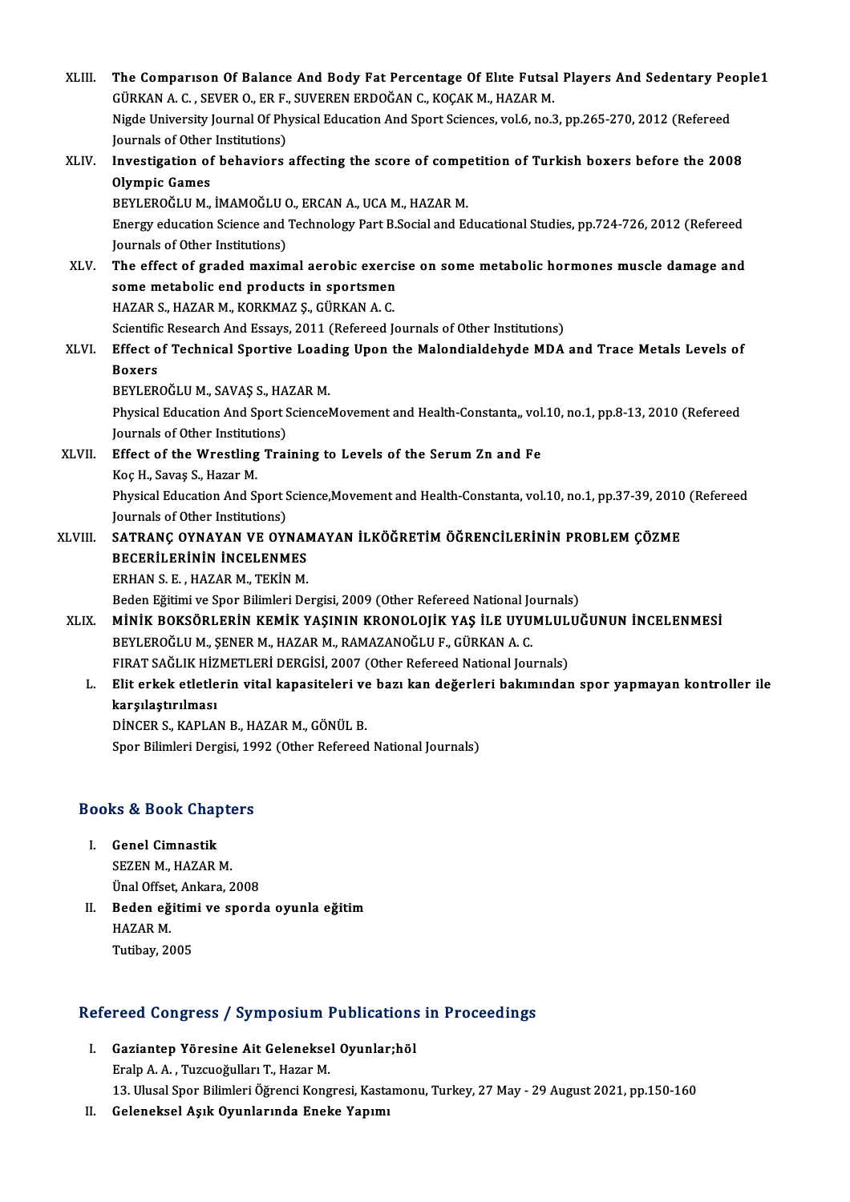XLIII. **The Comparıson Of Balance And Body Fat Percentage Of Elıte Futsal Players And Sedentary People1**
GÜRKAN A. C. , SEVER O., ER F., SUVEREN ERDOĞAN C., KOÇAK M., HAZAR M.
Nigde University Journal Of Physical Education And Sport Sciences, vol.6, no.3, pp.265-270, 2012 (Refereed Journals of Other Institutions)

XLIV. **Investigation of behaviors affecting the score of competition of Turkish boxers before the 2008 Olympic Games**
BEYLEROĞLU M., İMAMOĞLU O., ERCAN A., UCA M., HAZAR M.
Energy education Science and Technology Part B.Social and Educational Studies, pp.724-726, 2012 (Refereed Journals of Other Institutions)

XLV. **The effect of graded maximal aerobic exercise on some metabolic hormones muscle damage and some metabolic end products in sportsmen**
HAZAR S., HAZAR M., KORKMAZ Ş., GÜRKAN A. C.
Scientific Research And Essays, 2011 (Refereed Journals of Other Institutions)

XLVI. **Effect of Technical Sportive Loading Upon the Malondialdehyde MDA and Trace Metals Levels of Boxers**
BEYLEROĞLU M., SAVAŞ S., HAZAR M.
Physical Education And Sport ScienceMovement and Health-Constanta,, vol.10, no.1, pp.8-13, 2010 (Refereed Journals of Other Institutions)

XLVII. **Effect of the Wrestling Training to Levels of the Serum Zn and Fe**
Koç H., Savaş S., Hazar M.
Physical Education And Sport Science,Movement and Health-Constanta, vol.10, no.1, pp.37-39, 2010 (Refereed Journals of Other Institutions)

XLVIII. **SATRANÇ OYNAYAN VE OYNAMAYAN İLKÖĞRETİM ÖĞRENCİLERİNİN PROBLEM ÇÖZME BECERİLERİNİN İNCELENMES**
ERHAN S. E. , HAZAR M., TEKİN M.
Beden Eğitimi ve Spor Bilimleri Dergisi, 2009 (Other Refereed National Journals)

XLIX. **MİNİK BOKSÖRLERİN KEMİK YAŞININ KRONOLOJİK YAŞ İLE UYUMLULUĞUNUN İNCELENMESİ**
BEYLEROĞLU M., ŞENER M., HAZAR M., RAMAZANOĞLU F., GÜRKAN A. C.
FIRAT SAĞLIK HİZMETLERİ DERGİSİ, 2007 (Other Refereed National Journals)

L. **Elit erkek etletlerin vital kapasiteleri ve bazı kan değerleri bakımından spor yapmayan kontroller ile karşılaştırılması**
DİNCER S., KAPLAN B., HAZAR M., GÖNÜL B.
Spor Bilimleri Dergisi, 1992 (Other Refereed National Journals)

## Books & Book Chapters

I. **Genel Cimnastik**
SEZEN M., HAZAR M.
Ünal Offset, Ankara, 2008

II. **Beden eğitimi ve sporda oyunla eğitim**
HAZAR M.
Tutibay, 2005

## Refereed Congress / Symposium Publications in Proceedings

I. **Gaziantep Yöresine Ait Geleneksel Oyunlar;höl**
Eralp A. A. , Tuzcuoğulları T., Hazar M.
13. Ulusal Spor Bilimleri Öğrenci Kongresi, Kastamonu, Turkey, 27 May - 29 August 2021, pp.150-160

II. **Geleneksel Aşık Oyunlarında Eneke Yapımı**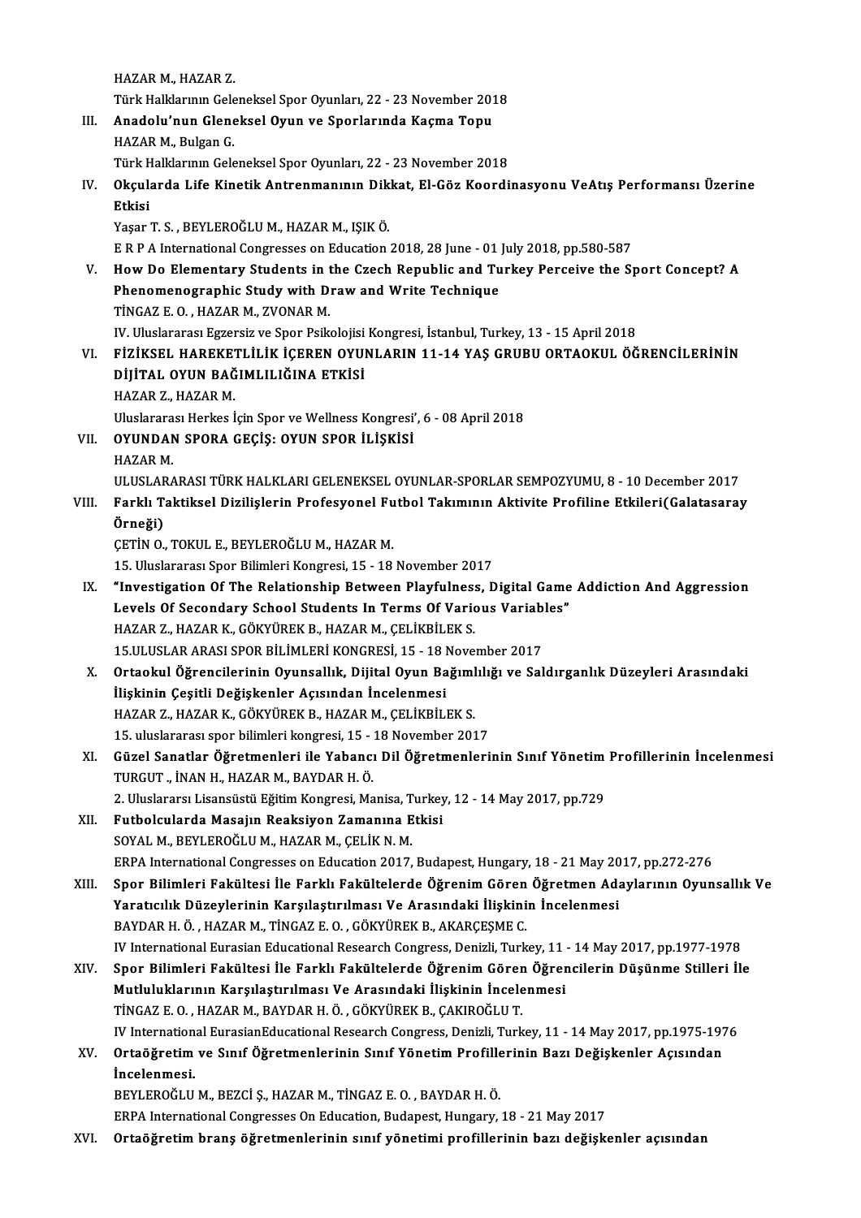HAZAR M., HAZAR Z.
Türk Halklarının Geleneksel Spor Oyunları, 22 - 23 November 2018

III. **Anadolu'nun Gleneksel Oyun ve Sporlarında Kaçma Topu**
HAZAR M., Bulgan G.
Türk Halklarının Geleneksel Spor Oyunları, 22 - 23 November 2018

IV. **Okçularda Life Kinetik Antrenmanının Dikkat, El-Göz Koordinasyonu VeAtış Performansı Üzerine Etkisi**
Yaşar T. S. , BEYLEROĞLU M., HAZAR M., IŞIK Ö.
E R P A International Congresses on Education 2018, 28 June - 01 July 2018, pp.580-587

V. **How Do Elementary Students in the Czech Republic and Turkey Perceive the Sport Concept? A Phenomenographic Study with Draw and Write Technique**
TİNGAZ E. O. , HAZAR M., ZVONAR M.
IV. Uluslararası Egzersiz ve Spor Psikolojisi Kongresi, İstanbul, Turkey, 13 - 15 April 2018

VI. **FİZİKSEL HAREKETLİLİK İÇEREN OYUNLARIN 11-14 YAŞ GRUBU ORTAOKUL ÖĞRENCİLERİNİN DİJİTAL OYUN BAĞIMLILIĞINA ETKİSİ**
HAZAR Z., HAZAR M.
Uluslararası Herkes İçin Spor ve Wellness Kongresi', 6 - 08 April 2018

VII. **OYUNDAN SPORA GEÇİŞ: OYUN SPOR İLİŞKİSİ**
HAZAR M.
ULUSLARARASI TÜRK HALKLARI GELENEKSEL OYUNLAR-SPORLAR SEMPOZYUMU, 8 - 10 December 2017

VIII. **Farklı Taktiksel Dizilişlerin Profesyonel Futbol Takımının Aktivite Profiline Etkileri(Galatasaray Örneği)**
ÇETİN O., TOKUL E., BEYLEROĞLU M., HAZAR M.
15. Uluslararası Spor Bilimleri Kongresi, 15 - 18 November 2017

IX. **"Investigation Of The Relationship Between Playfulness, Digital Game Addiction And Aggression Levels Of Secondary School Students In Terms Of Various Variables"**
HAZAR Z., HAZAR K., GÖKYÜREK B., HAZAR M., ÇELİKBİLEK S.
15.ULUSLAR ARASI SPOR BİLİMLERİ KONGRESİ, 15 - 18 November 2017

X. **Ortaokul Öğrencilerinin Oyunsallık, Dijital Oyun Bağımlılığı ve Saldırganlık Düzeyleri Arasındaki İlişkinin Çeşitli Değişkenler Açısından İncelenmesi**
HAZAR Z., HAZAR K., GÖKYÜREK B., HAZAR M., ÇELİKBİLEK S.
15. uluslararası spor bilimleri kongresi, 15 - 18 November 2017

XI. **Güzel Sanatlar Öğretmenleri ile Yabancı Dil Öğretmenlerinin Sınıf Yönetim Profillerinin İncelenmesi**
TURGUT ., İNAN H., HAZAR M., BAYDAR H. Ö.
2. Uluslararsı Lisansüstü Eğitim Kongresi, Manisa, Turkey, 12 - 14 May 2017, pp.729

XII. **Futbolcularda Masajın Reaksiyon Zamanına Etkisi**
SOYAL M., BEYLEROĞLU M., HAZAR M., ÇELİK N. M.
ERPA International Congresses on Education 2017, Budapest, Hungary, 18 - 21 May 2017, pp.272-276

XIII. **Spor Bilimleri Fakültesi İle Farklı Fakültelerde Öğrenim Gören Öğretmen Adaylarının Oyunsallık Ve Yaratıcılık Düzeylerinin Karşılaştırılması Ve Arasındaki İlişkinin İncelenmesi**
BAYDAR H. Ö. , HAZAR M., TİNGAZ E. O. , GÖKYÜREK B., AKARÇEŞME C.
IV International Eurasian Educational Research Congress, Denizli, Turkey, 11 - 14 May 2017, pp.1977-1978

XIV. **Spor Bilimleri Fakültesi İle Farklı Fakültelerde Öğrenim Gören Öğrencilerin Düşünme Stilleri İle Mutluluklarının Karşılaştırılması Ve Arasındaki İlişkinin İncelenmesi**
TİNGAZ E. O. , HAZAR M., BAYDAR H. Ö. , GÖKYÜREK B., ÇAKIROĞLU T.
IV International EurasianEducational Research Congress, Denizli, Turkey, 11 - 14 May 2017, pp.1975-1976

XV. **Ortaöğretim ve Sınıf Öğretmenlerinin Sınıf Yönetim Profillerinin Bazı Değişkenler Açısından İncelenmesi.**
BEYLEROĞLU M., BEZCİ Ş., HAZAR M., TİNGAZ E. O. , BAYDAR H. Ö.
ERPA International Congresses On Education, Budapest, Hungary, 18 - 21 May 2017

XVI. **Ortaöğretim branş öğretmenlerinin sınıf yönetimi profillerinin bazı değişkenler açısından**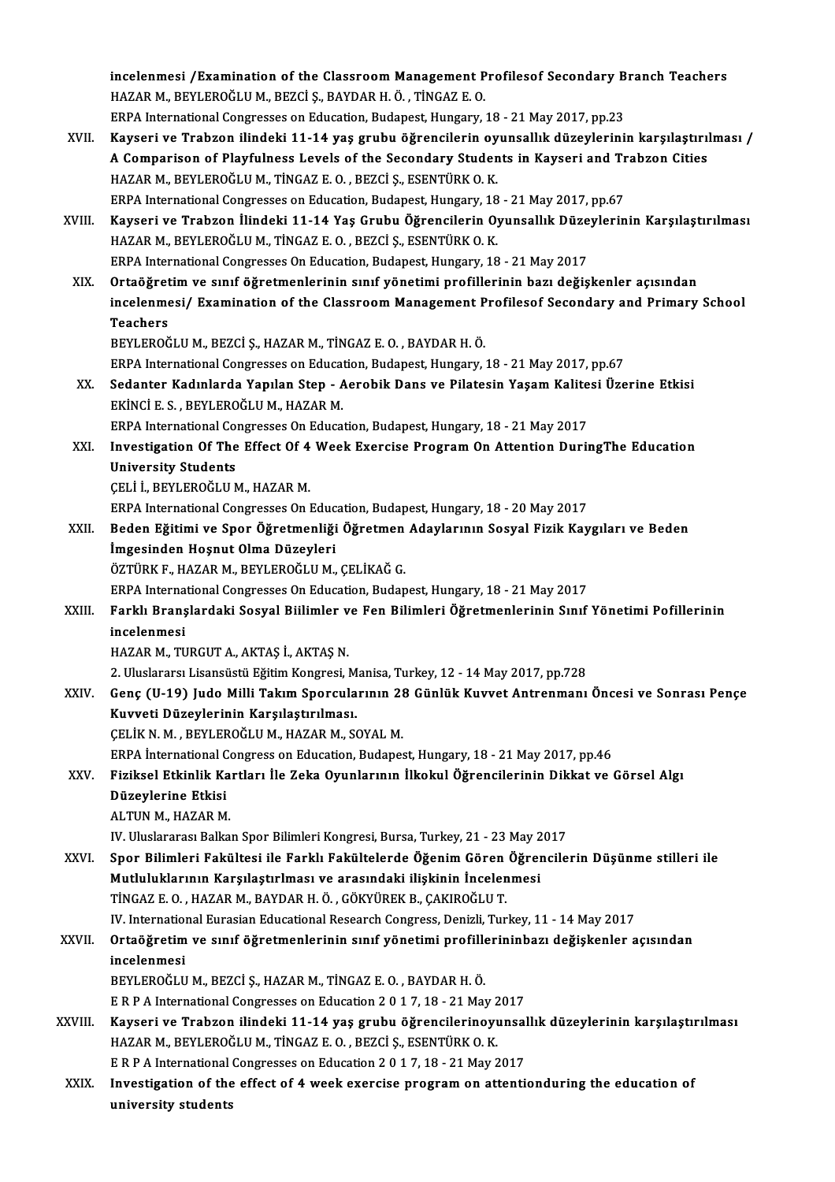incelenmesi /Examination of the Classroom Management Profilesof Secondary Branch Teachers
HAZAR M., BEYLEROĞLU M., BEZCİ Ş., BAYDAR H. Ö. , TİNGAZ E. O.
ERPA International Congresses on Education, Budapest, Hungary, 18 - 21 May 2017, pp.23

XVII. **Kayseri ve Trabzon ilindeki 11-14 yaş grubu öğrencilerin oyunsallık düzeylerinin karşılaştırılması / A Comparison of Playfulness Levels of the Secondary Students in Kayseri and Trabzon Cities**
HAZAR M., BEYLEROĞLU M., TİNGAZ E. O. , BEZCİ Ş., ESENTÜRK O. K.
ERPA International Congresses on Education, Budapest, Hungary, 18 - 21 May 2017, pp.67

XVIII. **Kayseri ve Trabzon İlindeki 11-14 Yaş Grubu Öğrencilerin Oyunsallık Düzeylerinin Karşılaştırılması**
HAZAR M., BEYLEROĞLU M., TİNGAZ E. O. , BEZCİ Ş., ESENTÜRK O. K.
ERPA International Congresses On Education, Budapest, Hungary, 18 - 21 May 2017

XIX. **Ortaöğretim ve sınıf öğretmenlerinin sınıf yönetimi profillerinin bazı değişkenler açısından incelenmesi/ Examination of the Classroom Management Profilesof Secondary and Primary School Teachers**
BEYLEROĞLU M., BEZCİ Ş., HAZAR M., TİNGAZ E. O. , BAYDAR H. Ö.
ERPA International Congresses on Education, Budapest, Hungary, 18 - 21 May 2017, pp.67

XX. **Sedanter Kadınlarda Yapılan Step - Aerobik Dans ve Pilatesin Yaşam Kalitesi Üzerine Etkisi**
EKİNCİ E. S. , BEYLEROĞLU M., HAZAR M.
ERPA International Congresses On Education, Budapest, Hungary, 18 - 21 May 2017

XXI. **Investigation Of The Effect Of 4 Week Exercise Program On Attention DuringThe Education University Students**
ÇELİ İ., BEYLEROĞLU M., HAZAR M.
ERPA International Congresses On Education, Budapest, Hungary, 18 - 20 May 2017

XXII. **Beden Eğitimi ve Spor Öğretmenliği Öğretmen Adaylarının Sosyal Fizik Kaygıları ve Beden İmgesinden Hoşnut Olma Düzeyleri**
ÖZTÜRK F., HAZAR M., BEYLEROĞLU M., ÇELİKAĞ G.
ERPA International Congresses On Education, Budapest, Hungary, 18 - 21 May 2017

XXIII. **Farklı Branşlardaki Sosyal Biilimler ve Fen Bilimleri Öğretmenlerinin Sınıf Yönetimi Pofillerinin incelenmesi**
HAZAR M., TURGUT A., AKTAŞ İ., AKTAŞ N.
2. Uluslararsı Lisansüstü Eğitim Kongresi, Manisa, Turkey, 12 - 14 May 2017, pp.728

XXIV. **Genç (U-19) Judo Milli Takım Sporcularının 28 Günlük Kuvvet Antrenmanı Öncesi ve Sonrası Pençe Kuvveti Düzeylerinin Karşılaştırılması.**
ÇELİK N. M. , BEYLEROĞLU M., HAZAR M., SOYAL M.
ERPA İnternational Congress on Education, Budapest, Hungary, 18 - 21 May 2017, pp.46

XXV. **Fiziksel Etkinlik Kartları İle Zeka Oyunlarının İlkokul Öğrencilerinin Dikkat ve Görsel Algı Düzeylerine Etkisi**
ALTUN M., HAZAR M.
IV. Uluslararası Balkan Spor Bilimleri Kongresi, Bursa, Turkey, 21 - 23 May 2017

XXVI. **Spor Bilimleri Fakültesi ile Farklı Fakültelerde Öğenim Gören Öğrencilerin Düşünme stilleri ile Mutluluklarının Karşılaştırlması ve arasındaki ilişkinin İncelenmesi**
TİNGAZ E. O. , HAZAR M., BAYDAR H. Ö. , GÖKYÜREK B., ÇAKIROĞLU T.
IV. International Eurasian Educational Research Congress, Denizli, Turkey, 11 - 14 May 2017

XXVII. **Ortaöğretim ve sınıf öğretmenlerinin sınıf yönetimi profillerininbazı değişkenler açısından incelenmesi**
BEYLEROĞLU M., BEZCİ Ş., HAZAR M., TİNGAZ E. O. , BAYDAR H. Ö.
E R P A International Congresses on Education 2 0 1 7, 18 - 21 May 2017

XXVIII. **Kayseri ve Trabzon ilindeki 11-14 yaş grubu öğrencilerinoyunsallık düzeylerinin karşılaştırılması**
HAZAR M., BEYLEROĞLU M., TİNGAZ E. O. , BEZCİ Ş., ESENTÜRK O. K.
E R P A International Congresses on Education 2 0 1 7, 18 - 21 May 2017

XXIX. **Investigation of the effect of 4 week exercise program on attentionduring the education of university students**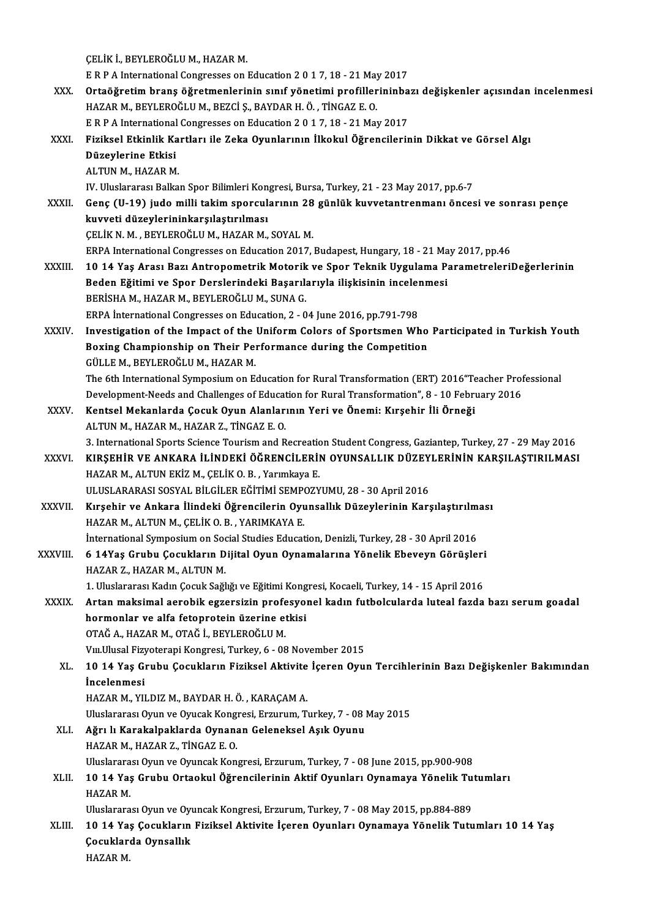ÇELİK İ., BEYLEROĞLU M., HAZAR M.
E R P A International Congresses on Education 2 0 1 7, 18 - 21 May 2017

XXX. **Ortaöğretim branş öğretmenlerinin sınıf yönetimi profillerininbazı değişkenler açısından incelenmesi**
HAZAR M., BEYLEROĞLU M., BEZCİ Ş., BAYDAR H. Ö. , TİNGAZ E. O.
E R P A International Congresses on Education 2 0 1 7, 18 - 21 May 2017

XXXI. **Fiziksel Etkinlik Kartları ile Zeka Oyunlarının İlkokul Öğrencilerinin Dikkat ve Görsel Algı Düzeylerine Etkisi**
ALTUN M., HAZAR M.
IV. Uluslararası Balkan Spor Bilimleri Kongresi, Bursa, Turkey, 21 - 23 May 2017, pp.6-7

XXXII. **Genç (U-19) judo milli takim sporcularının 28 günlük kuvvetantrenmanı öncesi ve sonrası pençe kuvveti düzeylerininkarşılaştırılması**
ÇELİK N. M. , BEYLEROĞLU M., HAZAR M., SOYAL M.
ERPA International Congresses on Education 2017, Budapest, Hungary, 18 - 21 May 2017, pp.46

XXXIII. **10 14 Yaş Arası Bazı Antropometrik Motorik ve Spor Teknik Uygulama ParametreleriDeğerlerinin Beden Eğitimi ve Spor Derslerindeki Başarılarıyla ilişkisinin incelenmesi**
BERİSHA M., HAZAR M., BEYLEROĞLU M., SUNA G.
ERPA İnternational Congresses on Education, 2 - 04 June 2016, pp.791-798

XXXIV. **Investigation of the Impact of the Uniform Colors of Sportsmen Who Participated in Turkish Youth Boxing Championship on Their Performance during the Competition**
GÜLLE M., BEYLEROĞLU M., HAZAR M.
The 6th International Symposium on Education for Rural Transformation (ERT) 2016"Teacher Professional Development-Needs and Challenges of Education for Rural Transformation", 8 - 10 February 2016

XXXV. **Kentsel Mekanlarda Çocuk Oyun Alanlarının Yeri ve Önemi: Kırşehir İli Örneği**
ALTUN M., HAZAR M., HAZAR Z., TİNGAZ E. O.
3. International Sports Science Tourism and Recreation Student Congress, Gaziantep, Turkey, 27 - 29 May 2016

XXXVI. **KIRŞEHİR VE ANKARA İLİNDEKİ ÖĞRENCİLERİN OYUNSALLIK DÜZEYLERİNİN KARŞILAŞTIRILMASI**
HAZAR M., ALTUN EKİZ M., ÇELİK O. B. , Yarımkaya E.
ULUSLARARASI SOSYAL BİLGİLER EĞİTİMİ SEMPOZYUMU, 28 - 30 April 2016

XXXVII. **Kırşehir ve Ankara İlindeki Öğrencilerin Oyunsallık Düzeylerinin Karşılaştırılması**
HAZAR M., ALTUN M., ÇELİK O. B. , YARIMKAYA E.
İnternational Symposium on Social Studies Education, Denizli, Turkey, 28 - 30 April 2016

XXXVIII. **6 14Yaş Grubu Çocukların Dijital Oyun Oynamalarına Yönelik Ebeveyn Görüşleri**
HAZAR Z., HAZAR M., ALTUN M.
1. Uluslararası Kadın Çocuk Sağlığı ve Eğitimi Kongresi, Kocaeli, Turkey, 14 - 15 April 2016

XXXIX. **Artan maksimal aerobik egzersizin profesyonel kadın futbolcularda luteal fazda bazı serum goadal hormonlar ve alfa fetoprotein üzerine etkisi**
OTAĞ A., HAZAR M., OTAĞ İ., BEYLEROĞLU M.
Vııı.Ulusal Fizyoterapi Kongresi, Turkey, 6 - 08 November 2015

XL. **10 14 Yaş Grubu Çocukların Fiziksel Aktivite İçeren Oyun Tercihlerinin Bazı Değişkenler Bakımından İncelenmesi**
HAZAR M., YILDIZ M., BAYDAR H. Ö. , KARAÇAM A.
Uluslararası Oyun ve Oyucak Kongresi, Erzurum, Turkey, 7 - 08 May 2015

XLI. **Ağrı lı Karakalpaklarda Oynanan Geleneksel Aşık Oyunu**
HAZAR M., HAZAR Z., TİNGAZ E. O.
Uluslararası Oyun ve Oyuncak Kongresi, Erzurum, Turkey, 7 - 08 June 2015, pp.900-908

XLII. **10 14 Yaş Grubu Ortaokul Öğrencilerinin Aktif Oyunları Oynamaya Yönelik Tutumları**
HAZAR M.
Uluslararası Oyun ve Oyuncak Kongresi, Erzurum, Turkey, 7 - 08 May 2015, pp.884-889

XLIII. **10 14 Yaş Çocukların Fiziksel Aktivite İçeren Oyunları Oynamaya Yönelik Tutumları 10 14 Yaş Çocuklarda Oynsallık**
HAZAR M.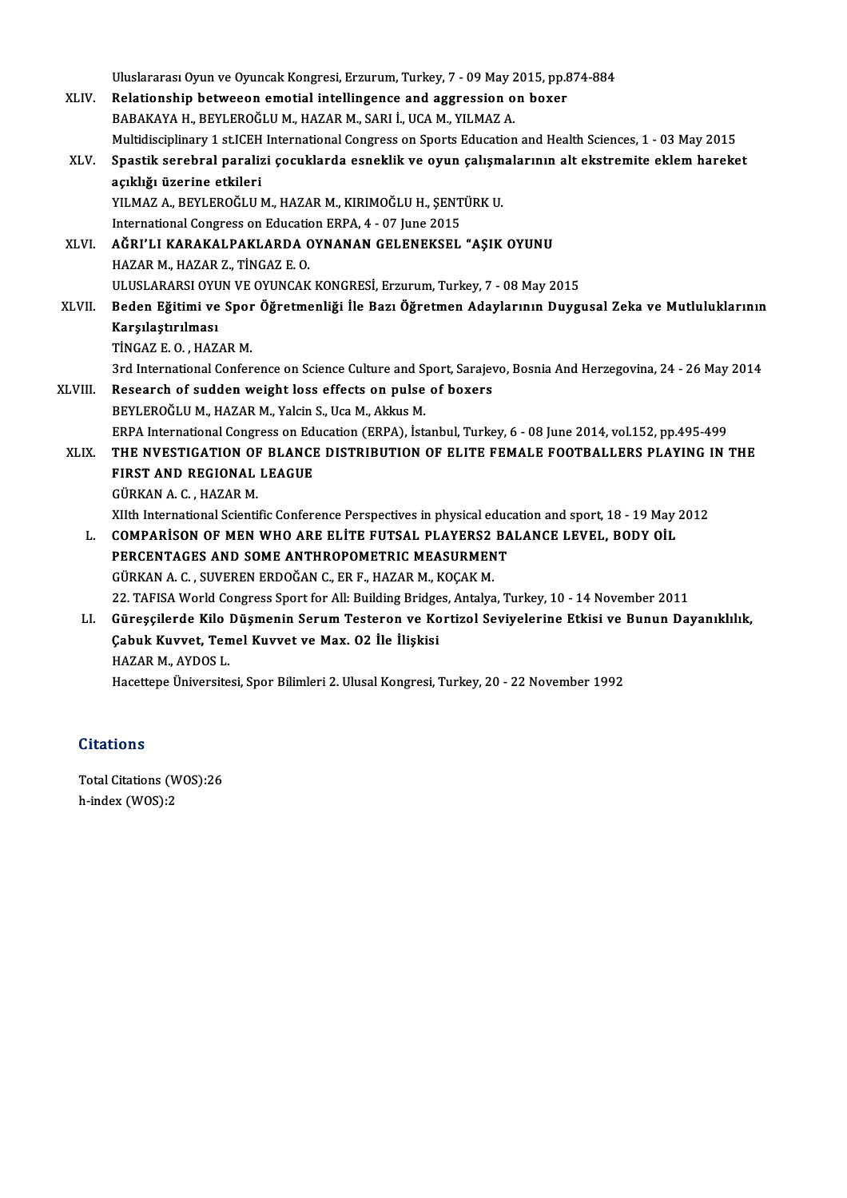Uluslararası Oyun ve Oyuncak Kongresi, Erzurum, Turkey, 7 - 09 May 2015, pp.874-884

XLIV. **Relationship betweeon emotial intellingence and aggression on boxer**
BABAKAYA H., BEYLEROĞLU M., HAZAR M., SARI İ., UCA M., YILMAZ A.
Multidisciplinary 1 st.ICEH International Congress on Sports Education and Health Sciences, 1 - 03 May 2015

XLV. **Spastik serebral paralizi çocuklarda esneklik ve oyun çalışmalarının alt ekstremite eklem hareket açıklığı üzerine etkileri**
YILMAZ A., BEYLEROĞLU M., HAZAR M., KIRIMOĞLU H., ŞENTÜRK U.
International Congress on Education ERPA, 4 - 07 June 2015

XLVI. **AĞRI'LI KARAKALPAKLARDA OYNANAN GELENEKSEL "AŞIK OYUNU**
HAZAR M., HAZAR Z., TİNGAZ E. O.
ULUSLARARSI OYUN VE OYUNCAK KONGRESİ, Erzurum, Turkey, 7 - 08 May 2015

XLVII. **Beden Eğitimi ve Spor Öğretmenliği İle Bazı Öğretmen Adaylarının Duygusal Zeka ve Mutluluklarının Karşılaştırılması**
TİNGAZ E. O. , HAZAR M.
3rd International Conference on Science Culture and Sport, Sarajevo, Bosnia And Herzegovina, 24 - 26 May 2014

XLVIII. **Research of sudden weight loss effects on pulse of boxers**
BEYLEROĞLU M., HAZAR M., Yalcin S., Uca M., Akkus M.
ERPA International Congress on Education (ERPA), İstanbul, Turkey, 6 - 08 June 2014, vol.152, pp.495-499

XLIX. **THE NVESTIGATION OF BLANCE DISTRIBUTION OF ELITE FEMALE FOOTBALLERS PLAYING IN THE FIRST AND REGIONAL LEAGUE**
GÜRKAN A. C. , HAZAR M.
XIIth International Scientific Conference Perspectives in physical education and sport, 18 - 19 May 2012

L. **COMPARİSON OF MEN WHO ARE ELİTE FUTSAL PLAYERS2 BALANCE LEVEL, BODY OİL PERCENTAGES AND SOME ANTHROPOMETRIC MEASURMENT**
GÜRKAN A. C. , SUVEREN ERDOĞAN C., ER F., HAZAR M., KOÇAK M.
22. TAFISA World Congress Sport for All: Building Bridges, Antalya, Turkey, 10 - 14 November 2011

LI. **Güreşçilerde Kilo Düşmenin Serum Testeron ve Kortizol Seviyelerine Etkisi ve Bunun Dayanıklılık, Çabuk Kuvvet, Temel Kuvvet ve Max. O2 İle İlişkisi**
HAZAR M., AYDOS L.
Hacettepe Üniversitesi, Spor Bilimleri 2. Ulusal Kongresi, Turkey, 20 - 22 November 1992

## Citations

Total Citations (WOS):26
h-index (WOS):2